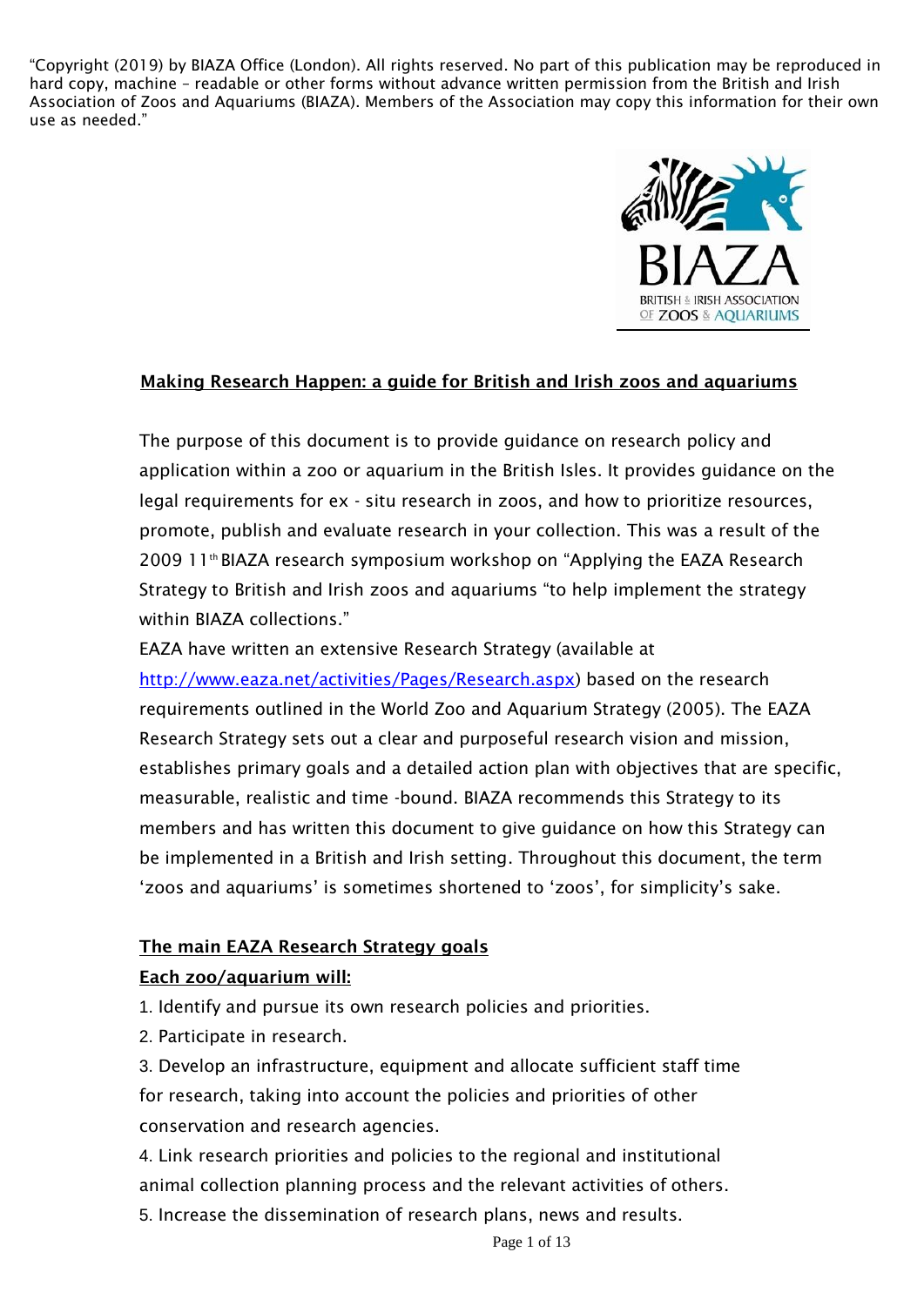"Copyright (2019) by BIAZA Office (London). All rights reserved. No part of this publication may be reproduced in hard copy, machine – readable or other forms without advance written permission from the British and Irish Association of Zoos and Aquariums (BIAZA). Members of the Association may copy this information for their own use as needed."

BIAZA
BRITISH & IRISH ASSOCIATION OF ZOOS & AQUARIUMS

# Making Research Happen: a guide for British and Irish zoos and aquariums

The purpose of this document is to provide guidance on research policy and application within a zoo or aquarium in the British Isles. It provides guidance on the legal requirements for ex - situ research in zoos, and how to prioritize resources, promote, publish and evaluate research in your collection. This was a result of the 2009 11th BIAZA research symposium workshop on "Applying the EAZA Research Strategy to British and Irish zoos and aquariums "to help implement the strategy within BIAZA collections."

EAZA have written an extensive Research Strategy (available at http://www.eaza.net/activities/Pages/Research.aspx) based on the research requirements outlined in the World Zoo and Aquarium Strategy (2005). The EAZA Research Strategy sets out a clear and purposeful research vision and mission, establishes primary goals and a detailed action plan with objectives that are specific, measurable, realistic and time -bound. BIAZA recommends this Strategy to its members and has written this document to give guidance on how this Strategy can be implemented in a British and Irish setting. Throughout this document, the term 'zoos and aquariums' is sometimes shortened to 'zoos', for simplicity's sake.

## The main EAZA Research Strategy goals

**Each zoo/aquarium will:**

1. Identify and pursue its own research policies and priorities.
2. Participate in research.
3. Develop an infrastructure, equipment and allocate sufficient staff time for research, taking into account the policies and priorities of other conservation and research agencies.
4. Link research priorities and policies to the regional and institutional animal collection planning process and the relevant activities of others.
5. Increase the dissemination of research plans, news and results.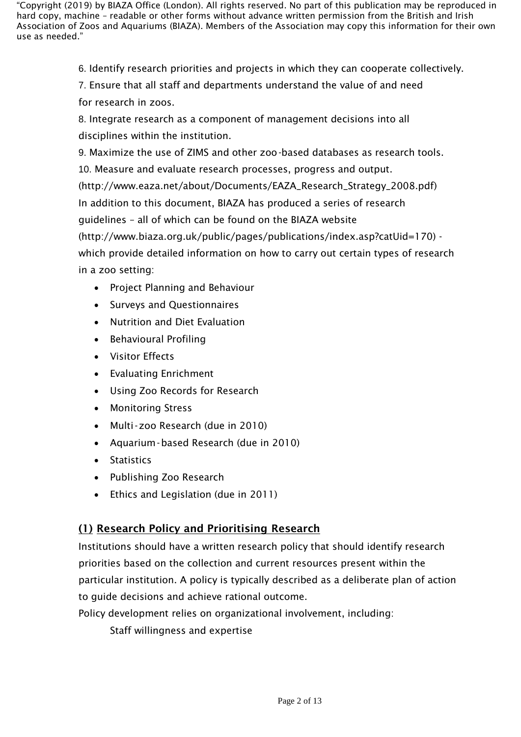"Copyright (2019) by BIAZA Office (London). All rights reserved. No part of this publication may be reproduced in hard copy, machine – readable or other forms without advance written permission from the British and Irish Association of Zoos and Aquariums (BIAZA). Members of the Association may copy this information for their own use as needed."

6. Identify research priorities and projects in which they can cooperate collectively.
7. Ensure that all staff and departments understand the value of and need for research in zoos.
8. Integrate research as a component of management decisions into all disciplines within the institution.
9. Maximize the use of ZIMS and other zoo-based databases as research tools.
10. Measure and evaluate research processes, progress and output.

(http://www.eaza.net/about/Documents/EAZA_Research_Strategy_2008.pdf)

In addition to this document, BIAZA has produced a series of research guidelines – all of which can be found on the BIAZA website (http://www.biaza.org.uk/public/pages/publications/index.asp?catUid=170) - which provide detailed information on how to carry out certain types of research in a zoo setting:

- Project Planning and Behaviour
- Surveys and Questionnaires
- Nutrition and Diet Evaluation
- Behavioural Profiling
- Visitor Effects
- Evaluating Enrichment
- Using Zoo Records for Research
- Monitoring Stress
- Multi-zoo Research (due in 2010)
- Aquarium-based Research (due in 2010)
- Statistics
- Publishing Zoo Research
- Ethics and Legislation (due in 2011)

## (1) Research Policy and Prioritising Research

Institutions should have a written research policy that should identify research priorities based on the collection and current resources present within the particular institution. A policy is typically described as a deliberate plan of action to guide decisions and achieve rational outcome.

Policy development relies on organizational involvement, including:

Staff willingness and expertise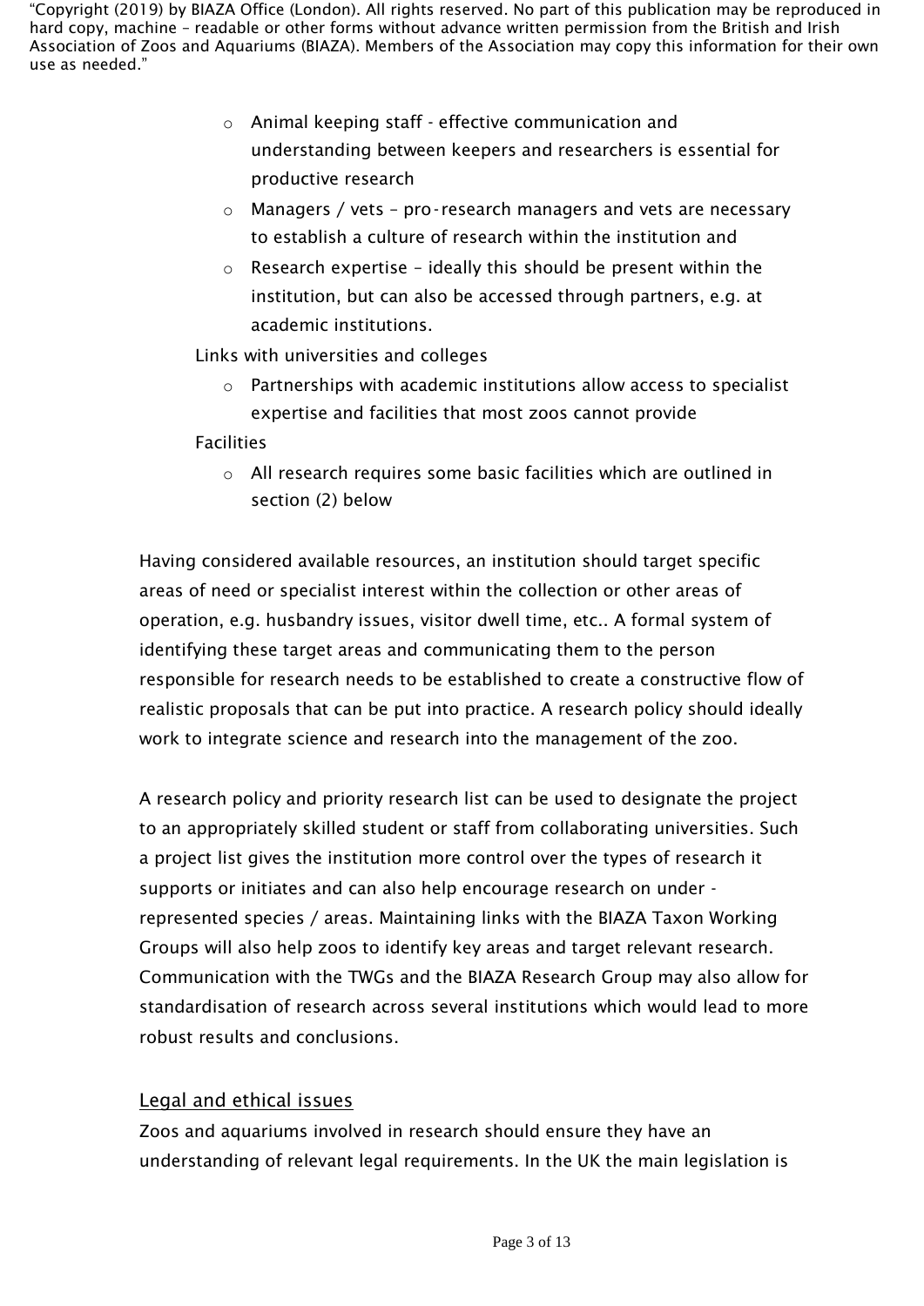- Animal keeping staff - effective communication and understanding between keepers and researchers is essential for productive research
  - Managers / vets – pro-research managers and vets are necessary to establish a culture of research within the institution and
  - Research expertise – ideally this should be present within the institution, but can also be accessed through partners, e.g. at academic institutions.

Links with universities and colleges

- Partnerships with academic institutions allow access to specialist expertise and facilities that most zoos cannot provide

Facilities

- All research requires some basic facilities which are outlined in section (2) below

Having considered available resources, an institution should target specific areas of need or specialist interest within the collection or other areas of operation, e.g. husbandry issues, visitor dwell time, etc.. A formal system of identifying these target areas and communicating them to the person responsible for research needs to be established to create a constructive flow of realistic proposals that can be put into practice. A research policy should ideally work to integrate science and research into the management of the zoo.

A research policy and priority research list can be used to designate the project to an appropriately skilled student or staff from collaborating universities. Such a project list gives the institution more control over the types of research it supports or initiates and can also help encourage research on under - represented species / areas. Maintaining links with the BIAZA Taxon Working Groups will also help zoos to identify key areas and target relevant research. Communication with the TWGs and the BIAZA Research Group may also allow for standardisation of research across several institutions which would lead to more robust results and conclusions.

## Legal and ethical issues

Zoos and aquariums involved in research should ensure they have an understanding of relevant legal requirements. In the UK the main legislation is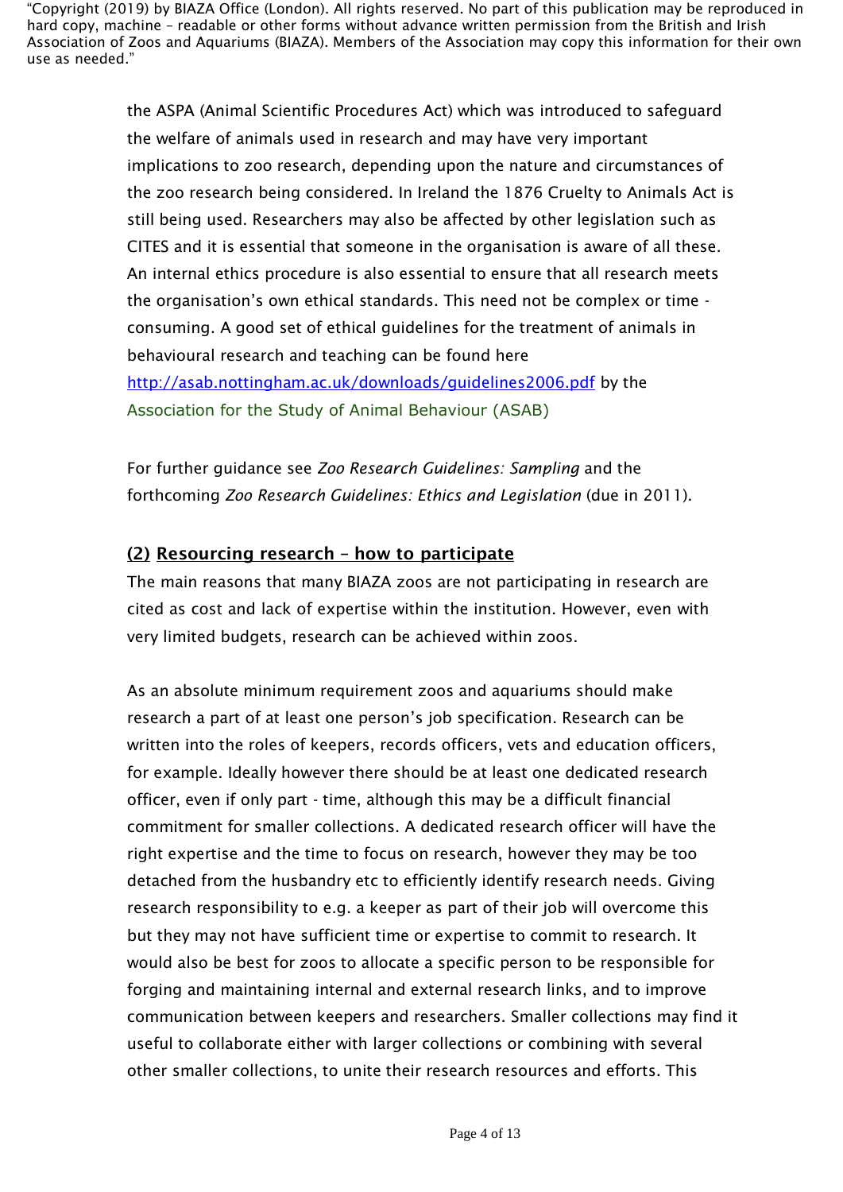the ASPA (Animal Scientific Procedures Act) which was introduced to safeguard the welfare of animals used in research and may have very important implications to zoo research, depending upon the nature and circumstances of the zoo research being considered. In Ireland the 1876 Cruelty to Animals Act is still being used. Researchers may also be affected by other legislation such as CITES and it is essential that someone in the organisation is aware of all these. An internal ethics procedure is also essential to ensure that all research meets the organisation's own ethical standards. This need not be complex or time - consuming. A good set of ethical guidelines for the treatment of animals in behavioural research and teaching can be found here http://asab.nottingham.ac.uk/downloads/guidelines2006.pdf by the Association for the Study of Animal Behaviour (ASAB)

For further guidance see *Zoo Research Guidelines: Sampling* and the forthcoming *Zoo Research Guidelines: Ethics and Legislation* (due in 2011).

## (2) Resourcing research – how to participate

The main reasons that many BIAZA zoos are not participating in research are cited as cost and lack of expertise within the institution. However, even with very limited budgets, research can be achieved within zoos.

As an absolute minimum requirement zoos and aquariums should make research a part of at least one person's job specification. Research can be written into the roles of keepers, records officers, vets and education officers, for example. Ideally however there should be at least one dedicated research officer, even if only part - time, although this may be a difficult financial commitment for smaller collections. A dedicated research officer will have the right expertise and the time to focus on research, however they may be too detached from the husbandry etc to efficiently identify research needs. Giving research responsibility to e.g. a keeper as part of their job will overcome this but they may not have sufficient time or expertise to commit to research. It would also be best for zoos to allocate a specific person to be responsible for forging and maintaining internal and external research links, and to improve communication between keepers and researchers. Smaller collections may find it useful to collaborate either with larger collections or combining with several other smaller collections, to unite their research resources and efforts. This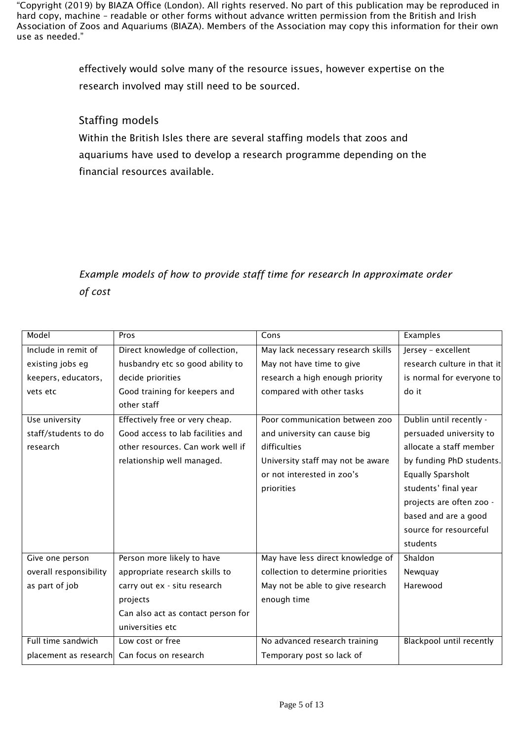effectively would solve many of the resource issues, however expertise on the research involved may still need to be sourced.

## Staffing models

Within the British Isles there are several staffing models that zoos and aquariums have used to develop a research programme depending on the financial resources available.

*Example models of how to provide staff time for research In approximate order of cost*

| Model | Pros | Cons | Examples |
|---|---|---|---|
| Include in remit of existing jobs eg keepers, educators, vets etc | Direct knowledge of collection, husbandry etc so good ability to decide priorities<br>Good training for keepers and other staff | May lack necessary research skills<br>May not have time to give research a high enough priority compared with other tasks | Jersey – excellent research culture in that it is normal for everyone to do it |
| Use university staff/students to do research | Effectively free or very cheap. Good access to lab facilities and other resources. Can work well if relationship well managed. | Poor communication between zoo and university can cause big difficulties<br>University staff may not be aware or not interested in zoo's priorities | Dublin until recently - persuaded university to allocate a staff member by funding PhD students. Equally Sparsholt students' final year projects are often zoo - based and are a good source for resourceful students |
| Give one person overall responsibility as part of job | Person more likely to have appropriate research skills to carry out ex - situ research projects<br>Can also act as contact person for universities etc | May have less direct knowledge of collection to determine priorities<br>May not be able to give research enough time | Shaldon<br>Newquay<br>Harewood |
| Full time sandwich placement as research | Low cost or free<br>Can focus on research | No advanced research training<br>Temporary post so lack of | Blackpool until recently |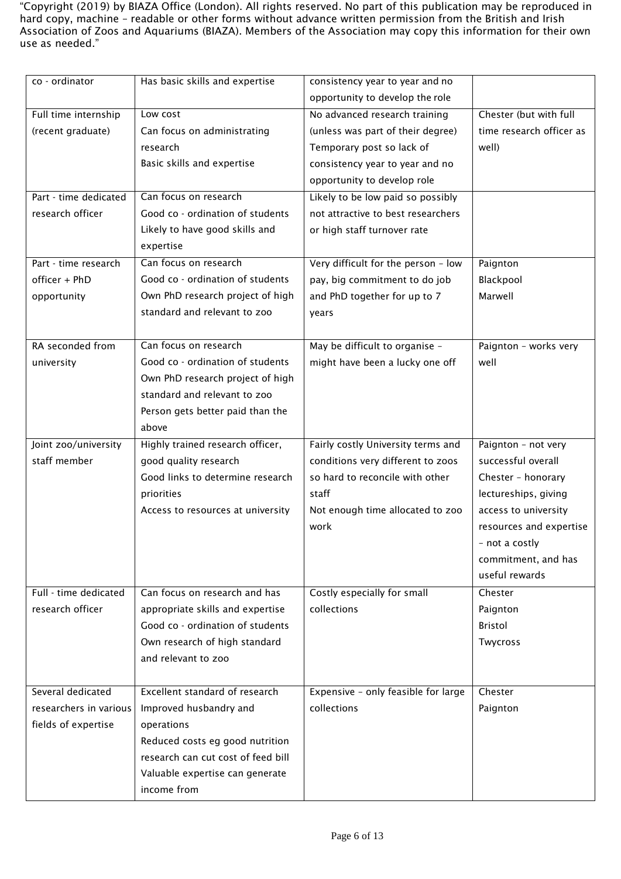"Copyright (2019) by BIAZA Office (London). All rights reserved. No part of this publication may be reproduced in hard copy, machine – readable or other forms without advance written permission from the British and Irish Association of Zoos and Aquariums (BIAZA). Members of the Association may copy this information for their own use as needed."

| | | | |
|---|---|---|---|
| co - ordinator | Has basic skills and expertise | consistency year to year and no opportunity to develop the role | |
| Full time internship (recent graduate) | Low cost<br>Can focus on administrating research<br>Basic skills and expertise | No advanced research training (unless was part of their degree)<br>Temporary post so lack of consistency year to year and no opportunity to develop role | Chester (but with full time research officer as well) |
| Part - time dedicated research officer | Can focus on research<br>Good co - ordination of students<br>Likely to have good skills and expertise | Likely to be low paid so possibly not attractive to best researchers or high staff turnover rate | |
| Part - time research officer + PhD opportunity | Can focus on research<br>Good co - ordination of students<br>Own PhD research project of high standard and relevant to zoo | Very difficult for the person – low pay, big commitment to do job and PhD together for up to 7 years | Paignton<br>Blackpool<br>Marwell |
| RA seconded from university | Can focus on research<br>Good co - ordination of students<br>Own PhD research project of high standard and relevant to zoo<br>Person gets better paid than the above | May be difficult to organise – might have been a lucky one off | Paignton – works very well |
| Joint zoo/university staff member | Highly trained research officer, good quality research<br>Good links to determine research priorities<br>Access to resources at university | Fairly costly University terms and conditions very different to zoos so hard to reconcile with other staff<br>Not enough time allocated to zoo work | Paignton – not very successful overall<br>Chester – honorary lectureships, giving access to university resources and expertise – not a costly commitment, and has useful rewards |
| Full - time dedicated research officer | Can focus on research and has appropriate skills and expertise<br>Good co - ordination of students<br>Own research of high standard and relevant to zoo | Costly especially for small collections | Chester<br>Paignton<br>Bristol<br>Twycross |
| Several dedicated researchers in various fields of expertise | Excellent standard of research<br>Improved husbandry and operations<br>Reduced costs eg good nutrition research can cut cost of feed bill<br>Valuable expertise can generate income from | Expensive – only feasible for large collections | Chester<br>Paignton |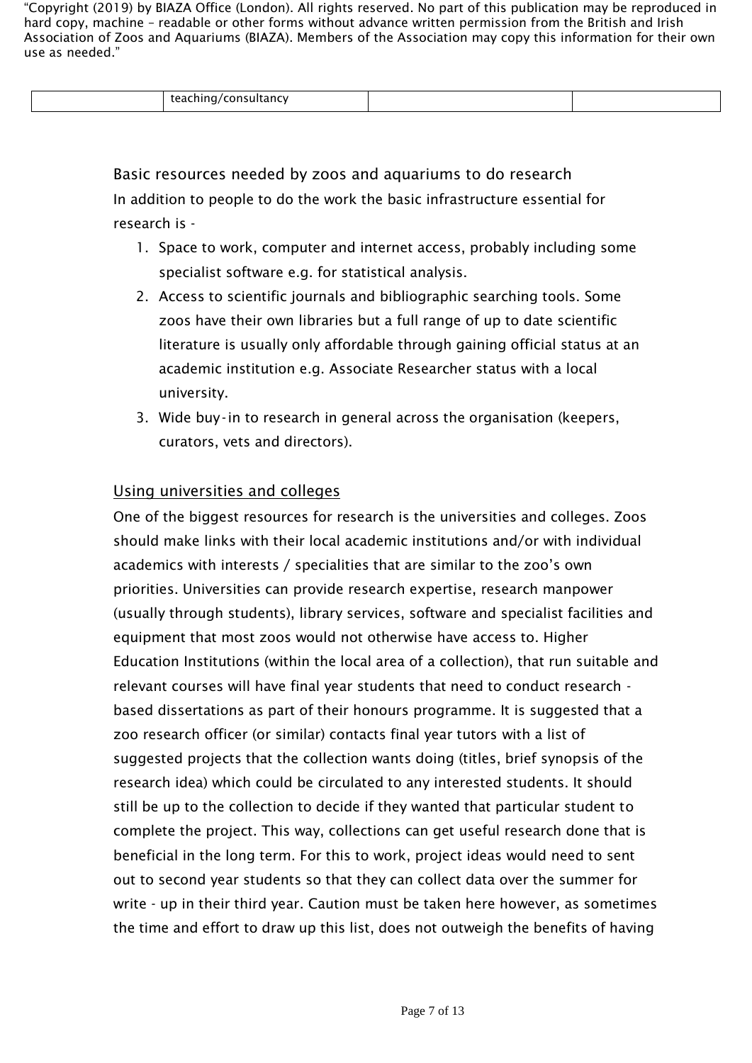| | teaching/consultancy | | |
|---|---|---|---|

## Basic resources needed by zoos and aquariums to do research

In addition to people to do the work the basic infrastructure essential for research is -

1. Space to work, computer and internet access, probably including some specialist software e.g. for statistical analysis.
2. Access to scientific journals and bibliographic searching tools. Some zoos have their own libraries but a full range of up to date scientific literature is usually only affordable through gaining official status at an academic institution e.g. Associate Researcher status with a local university.
3. Wide buy-in to research in general across the organisation (keepers, curators, vets and directors).

### Using universities and colleges

One of the biggest resources for research is the universities and colleges. Zoos should make links with their local academic institutions and/or with individual academics with interests / specialities that are similar to the zoo's own priorities. Universities can provide research expertise, research manpower (usually through students), library services, software and specialist facilities and equipment that most zoos would not otherwise have access to. Higher Education Institutions (within the local area of a collection), that run suitable and relevant courses will have final year students that need to conduct research - based dissertations as part of their honours programme. It is suggested that a zoo research officer (or similar) contacts final year tutors with a list of suggested projects that the collection wants doing (titles, brief synopsis of the research idea) which could be circulated to any interested students. It should still be up to the collection to decide if they wanted that particular student to complete the project. This way, collections can get useful research done that is beneficial in the long term. For this to work, project ideas would need to sent out to second year students so that they can collect data over the summer for write - up in their third year. Caution must be taken here however, as sometimes the time and effort to draw up this list, does not outweigh the benefits of having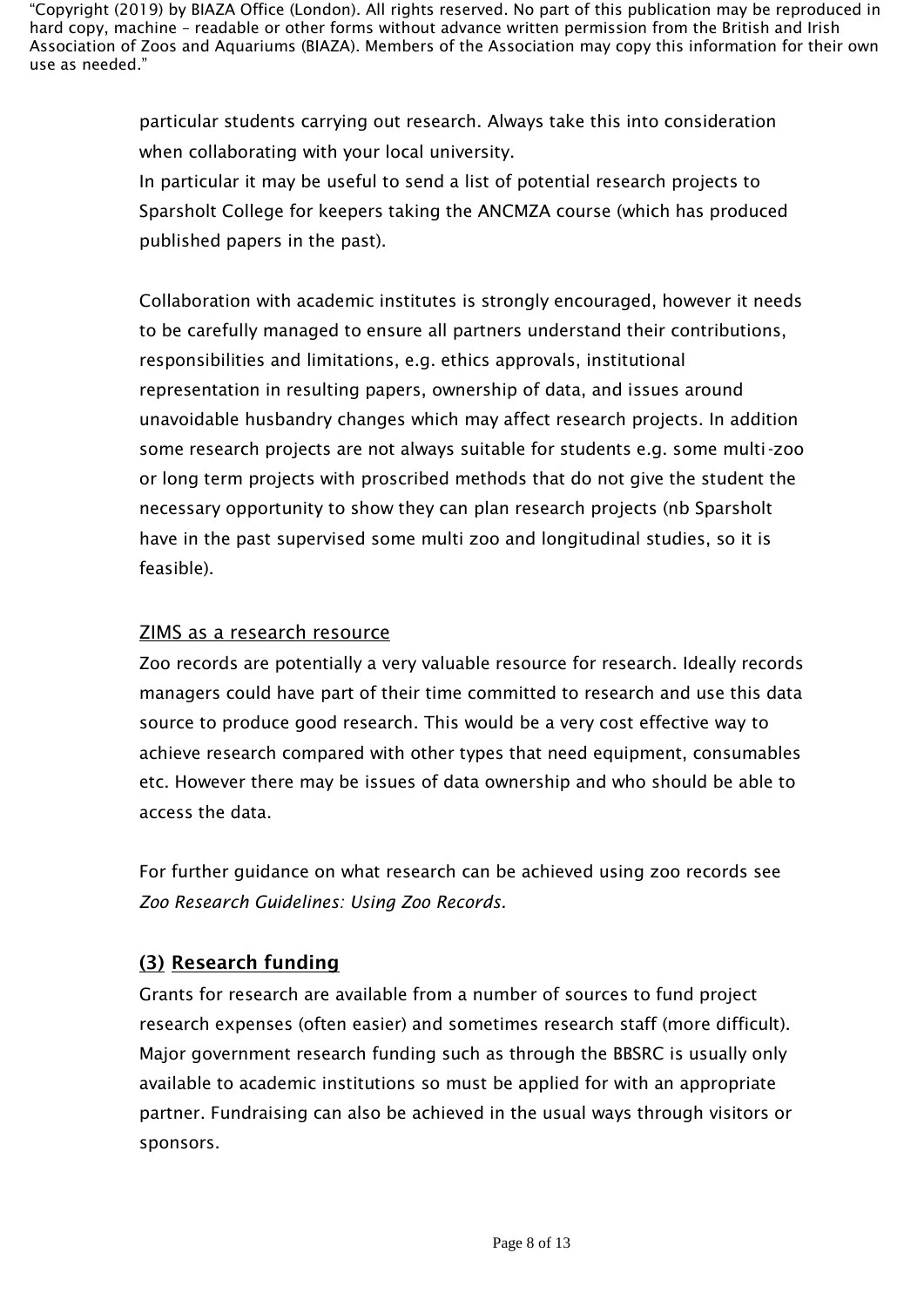particular students carrying out research. Always take this into consideration when collaborating with your local university.

In particular it may be useful to send a list of potential research projects to Sparsholt College for keepers taking the ANCMZA course (which has produced published papers in the past).

Collaboration with academic institutes is strongly encouraged, however it needs to be carefully managed to ensure all partners understand their contributions, responsibilities and limitations, e.g. ethics approvals, institutional representation in resulting papers, ownership of data, and issues around unavoidable husbandry changes which may affect research projects. In addition some research projects are not always suitable for students e.g. some multi-zoo or long term projects with proscribed methods that do not give the student the necessary opportunity to show they can plan research projects (nb Sparsholt have in the past supervised some multi zoo and longitudinal studies, so it is feasible).

ZIMS as a research resource

Zoo records are potentially a very valuable resource for research. Ideally records managers could have part of their time committed to research and use this data source to produce good research. This would be a very cost effective way to achieve research compared with other types that need equipment, consumables etc. However there may be issues of data ownership and who should be able to access the data.

For further guidance on what research can be achieved using zoo records see *Zoo Research Guidelines: Using Zoo Records.*

## (3) Research funding

Grants for research are available from a number of sources to fund project research expenses (often easier) and sometimes research staff (more difficult). Major government research funding such as through the BBSRC is usually only available to academic institutions so must be applied for with an appropriate partner. Fundraising can also be achieved in the usual ways through visitors or sponsors.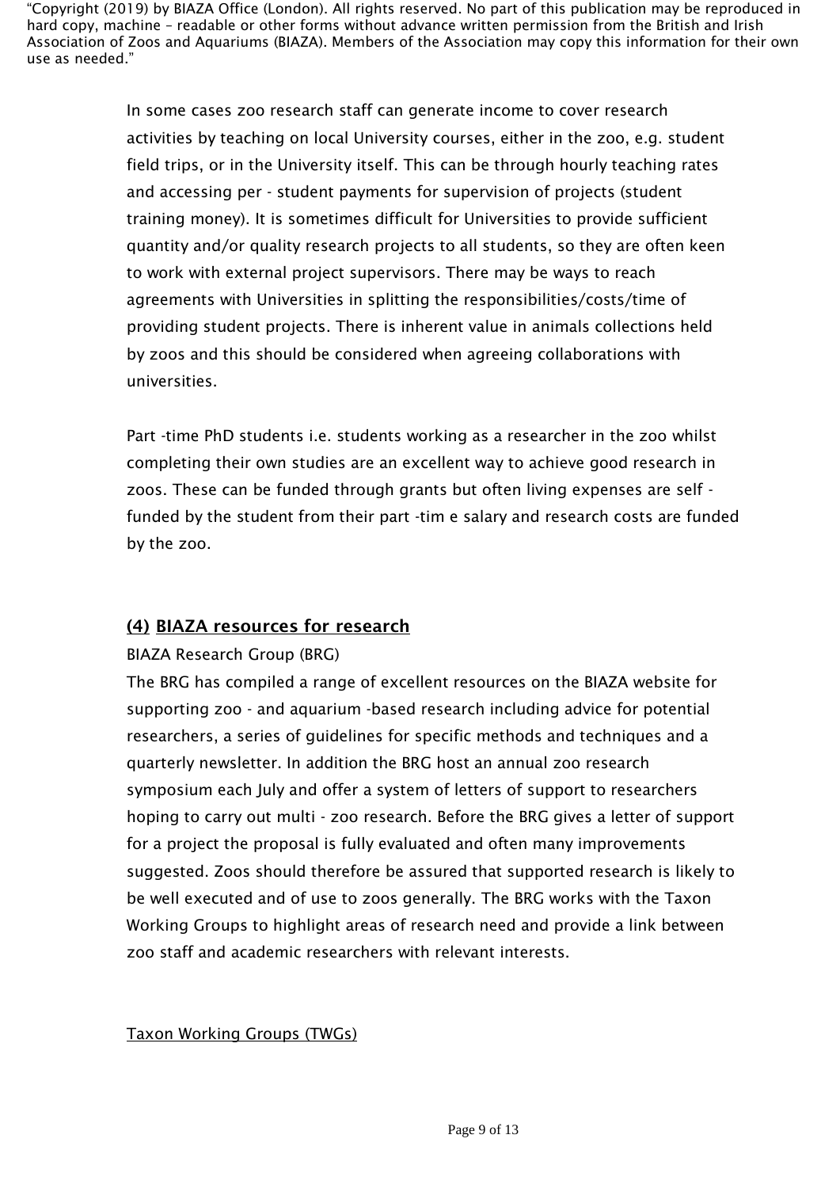In some cases zoo research staff can generate income to cover research activities by teaching on local University courses, either in the zoo, e.g. student field trips, or in the University itself. This can be through hourly teaching rates and accessing per - student payments for supervision of projects (student training money). It is sometimes difficult for Universities to provide sufficient quantity and/or quality research projects to all students, so they are often keen to work with external project supervisors. There may be ways to reach agreements with Universities in splitting the responsibilities/costs/time of providing student projects. There is inherent value in animals collections held by zoos and this should be considered when agreeing collaborations with universities.

Part -time PhD students i.e. students working as a researcher in the zoo whilst completing their own studies are an excellent way to achieve good research in zoos. These can be funded through grants but often living expenses are self - funded by the student from their part -tim e salary and research costs are funded by the zoo.

## <u>(4) BIAZA resources for research</u>

BIAZA Research Group (BRG)

The BRG has compiled a range of excellent resources on the BIAZA website for supporting zoo - and aquarium -based research including advice for potential researchers, a series of guidelines for specific methods and techniques and a quarterly newsletter. In addition the BRG host an annual zoo research symposium each July and offer a system of letters of support to researchers hoping to carry out multi - zoo research. Before the BRG gives a letter of support for a project the proposal is fully evaluated and often many improvements suggested. Zoos should therefore be assured that supported research is likely to be well executed and of use to zoos generally. The BRG works with the Taxon Working Groups to highlight areas of research need and provide a link between zoo staff and academic researchers with relevant interests.

<u>Taxon Working Groups (TWGs)</u>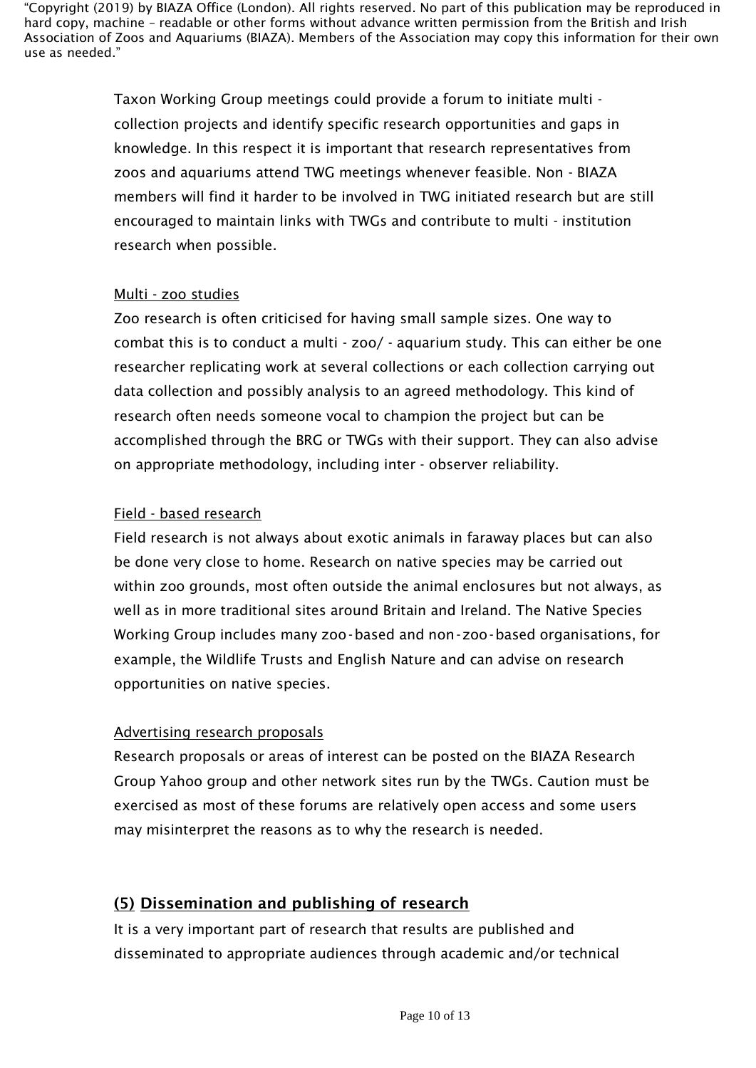Taxon Working Group meetings could provide a forum to initiate multi - collection projects and identify specific research opportunities and gaps in knowledge. In this respect it is important that research representatives from zoos and aquariums attend TWG meetings whenever feasible. Non - BIAZA members will find it harder to be involved in TWG initiated research but are still encouraged to maintain links with TWGs and contribute to multi - institution research when possible.

Multi - zoo studies

Zoo research is often criticised for having small sample sizes. One way to combat this is to conduct a multi - zoo/ - aquarium study. This can either be one researcher replicating work at several collections or each collection carrying out data collection and possibly analysis to an agreed methodology. This kind of research often needs someone vocal to champion the project but can be accomplished through the BRG or TWGs with their support. They can also advise on appropriate methodology, including inter - observer reliability.

Field - based research

Field research is not always about exotic animals in faraway places but can also be done very close to home. Research on native species may be carried out within zoo grounds, most often outside the animal enclosures but not always, as well as in more traditional sites around Britain and Ireland. The Native Species Working Group includes many zoo-based and non-zoo-based organisations, for example, the Wildlife Trusts and English Nature and can advise on research opportunities on native species.

Advertising research proposals

Research proposals or areas of interest can be posted on the BIAZA Research Group Yahoo group and other network sites run by the TWGs. Caution must be exercised as most of these forums are relatively open access and some users may misinterpret the reasons as to why the research is needed.

## (5) Dissemination and publishing of research

It is a very important part of research that results are published and disseminated to appropriate audiences through academic and/or technical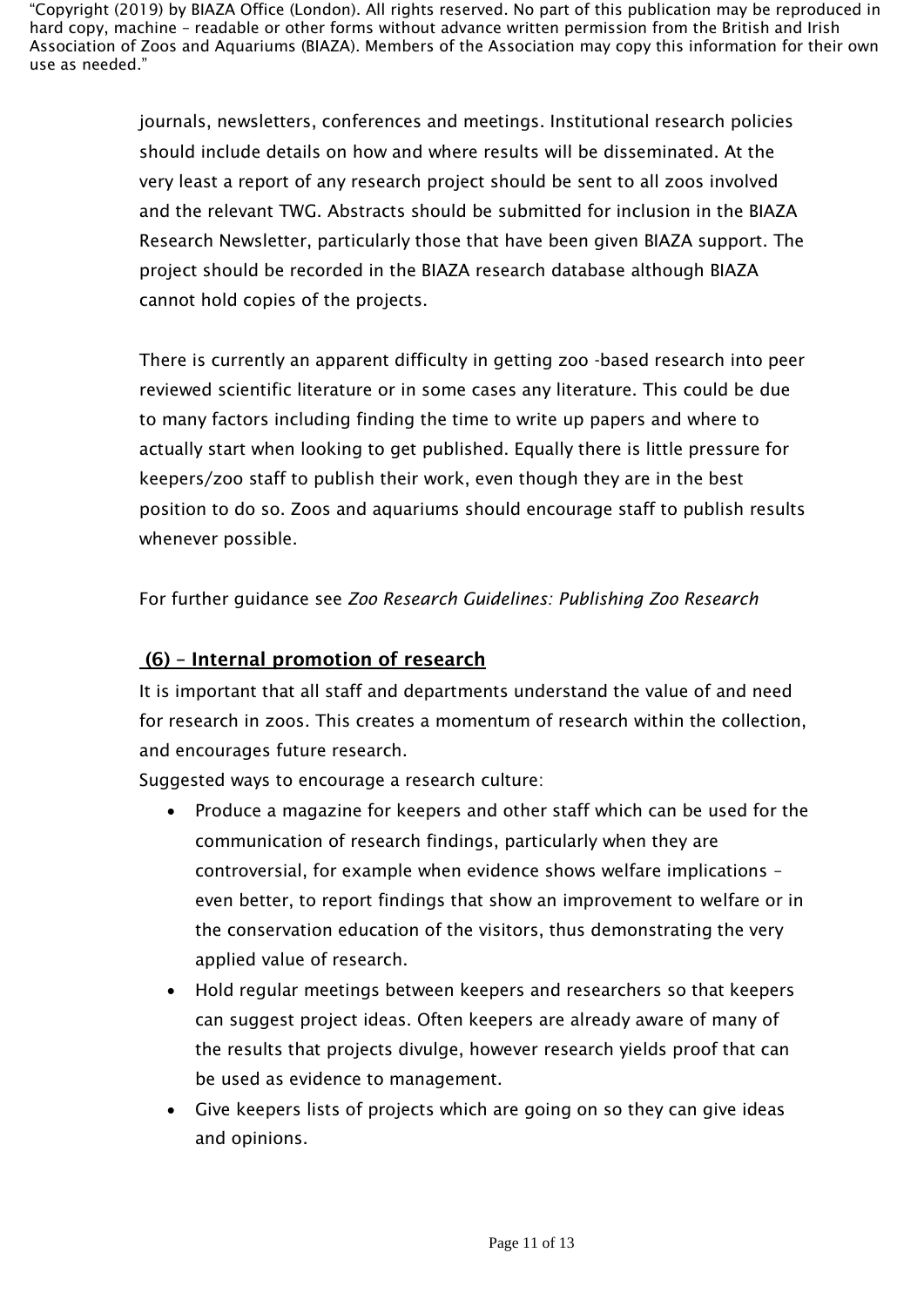journals, newsletters, conferences and meetings. Institutional research policies should include details on how and where results will be disseminated. At the very least a report of any research project should be sent to all zoos involved and the relevant TWG. Abstracts should be submitted for inclusion in the BIAZA Research Newsletter, particularly those that have been given BIAZA support. The project should be recorded in the BIAZA research database although BIAZA cannot hold copies of the projects.

There is currently an apparent difficulty in getting zoo -based research into peer reviewed scientific literature or in some cases any literature. This could be due to many factors including finding the time to write up papers and where to actually start when looking to get published. Equally there is little pressure for keepers/zoo staff to publish their work, even though they are in the best position to do so. Zoos and aquariums should encourage staff to publish results whenever possible.

For further guidance see *Zoo Research Guidelines: Publishing Zoo Research*

## (6) – Internal promotion of research

It is important that all staff and departments understand the value of and need for research in zoos. This creates a momentum of research within the collection, and encourages future research.

Suggested ways to encourage a research culture:

- Produce a magazine for keepers and other staff which can be used for the communication of research findings, particularly when they are controversial, for example when evidence shows welfare implications – even better, to report findings that show an improvement to welfare or in the conservation education of the visitors, thus demonstrating the very applied value of research.
- Hold regular meetings between keepers and researchers so that keepers can suggest project ideas. Often keepers are already aware of many of the results that projects divulge, however research yields proof that can be used as evidence to management.
- Give keepers lists of projects which are going on so they can give ideas and opinions.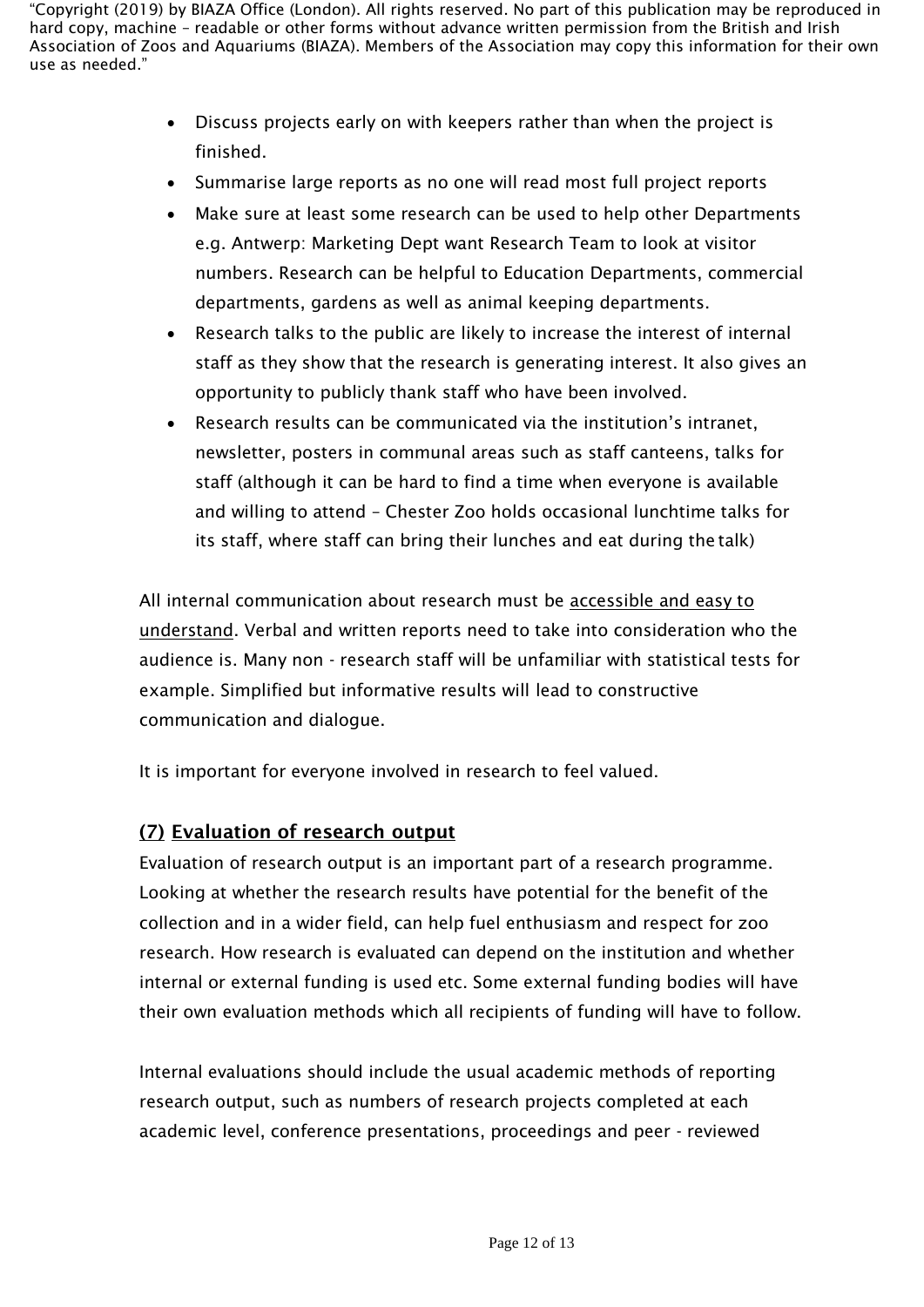- Discuss projects early on with keepers rather than when the project is finished.
- Summarise large reports as no one will read most full project reports
- Make sure at least some research can be used to help other Departments e.g. Antwerp: Marketing Dept want Research Team to look at visitor numbers. Research can be helpful to Education Departments, commercial departments, gardens as well as animal keeping departments.
- Research talks to the public are likely to increase the interest of internal staff as they show that the research is generating interest. It also gives an opportunity to publicly thank staff who have been involved.
- Research results can be communicated via the institution's intranet, newsletter, posters in communal areas such as staff canteens, talks for staff (although it can be hard to find a time when everyone is available and willing to attend – Chester Zoo holds occasional lunchtime talks for its staff, where staff can bring their lunches and eat during the talk)

All internal communication about research must be accessible and easy to understand. Verbal and written reports need to take into consideration who the audience is. Many non - research staff will be unfamiliar with statistical tests for example. Simplified but informative results will lead to constructive communication and dialogue.

It is important for everyone involved in research to feel valued.

## (7) Evaluation of research output

Evaluation of research output is an important part of a research programme. Looking at whether the research results have potential for the benefit of the collection and in a wider field, can help fuel enthusiasm and respect for zoo research. How research is evaluated can depend on the institution and whether internal or external funding is used etc. Some external funding bodies will have their own evaluation methods which all recipients of funding will have to follow.

Internal evaluations should include the usual academic methods of reporting research output, such as numbers of research projects completed at each academic level, conference presentations, proceedings and peer - reviewed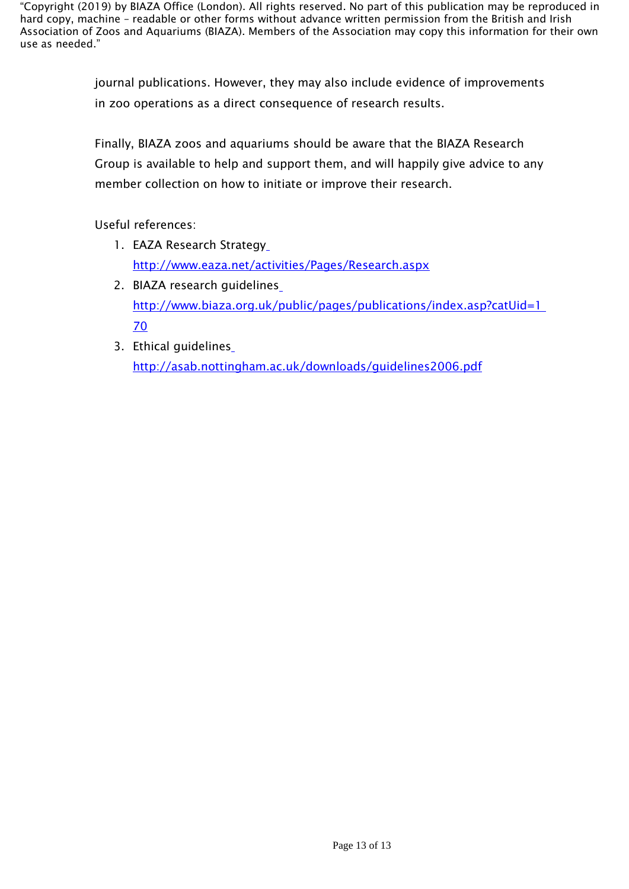journal publications. However, they may also include evidence of improvements in zoo operations as a direct consequence of research results.

Finally, BIAZA zoos and aquariums should be aware that the BIAZA Research Group is available to help and support them, and will happily give advice to any member collection on how to initiate or improve their research.

Useful references:

1. EAZA Research Strategy http://www.eaza.net/activities/Pages/Research.aspx
2. BIAZA research guidelines http://www.biaza.org.uk/public/pages/publications/index.asp?catUid=170
3. Ethical guidelines http://asab.nottingham.ac.uk/downloads/guidelines2006.pdf